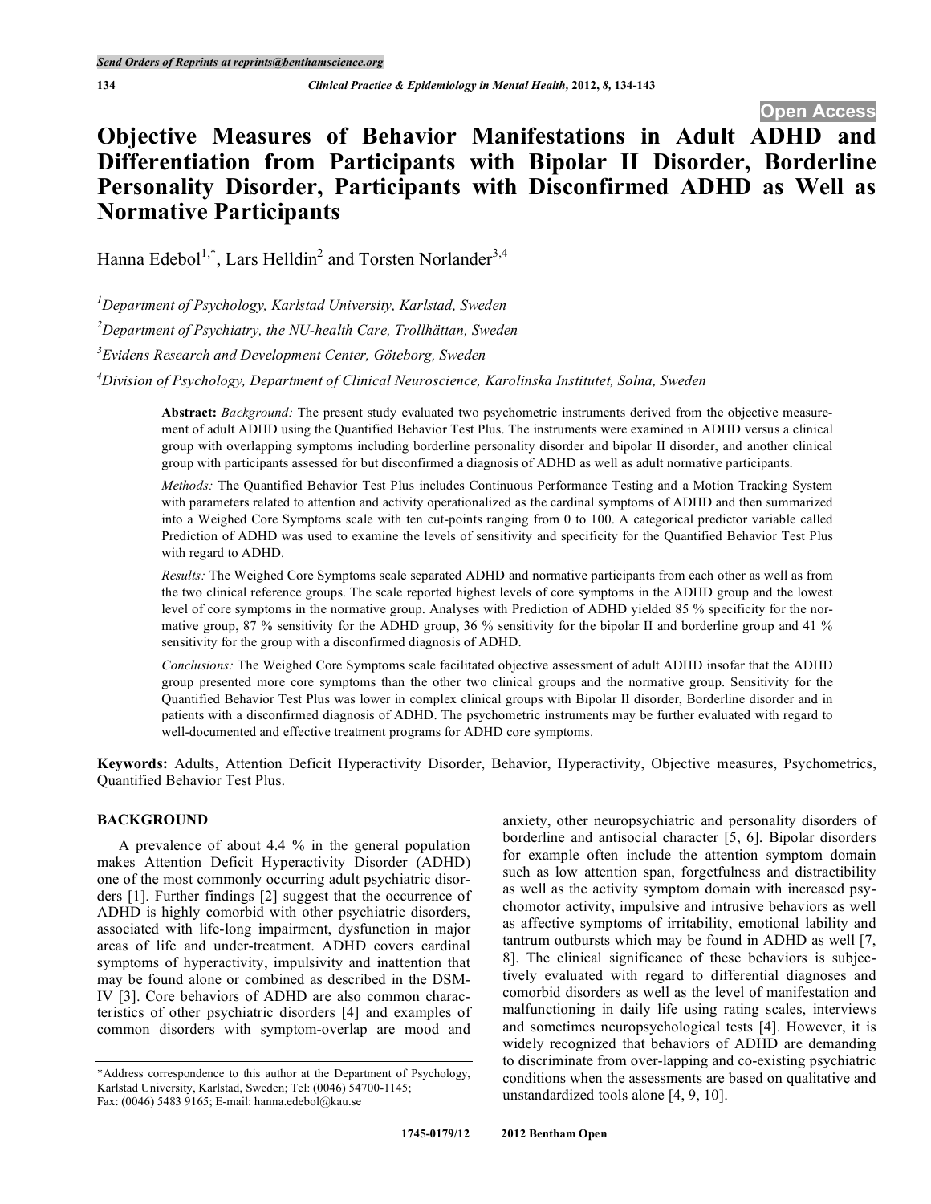Open Access

# Objective Measures of Behavior Manifestations in Adult ADHD and Differentiation from Participants with Bipolar II Disorder, Borderline Personality Disorder, Participants with Disconfirmed ADHD as Well as Normative Participants

Hanna Edebol[1,*], Lars Helldin[2] and Torsten Norlander[3,4]

[1]*Department of Psychology, Karlstad University, Karlstad, Sweden*

[2]*Department of Psychiatry, the NU-health Care, Trollhättan, Sweden*

[3]*Evidens Research and Development Center, Göteborg, Sweden*

[4]*Division of Psychology, Department of Clinical Neuroscience, Karolinska Institutet, Solna, Sweden*

**Abstract:** *Background:* The present study evaluated two psychometric instruments derived from the objective measurement of adult ADHD using the Quantified Behavior Test Plus. The instruments were examined in ADHD versus a clinical group with overlapping symptoms including borderline personality disorder and bipolar II disorder, and another clinical group with participants assessed for but disconfirmed a diagnosis of ADHD as well as adult normative participants.

*Methods:* The Quantified Behavior Test Plus includes Continuous Performance Testing and a Motion Tracking System with parameters related to attention and activity operationalized as the cardinal symptoms of ADHD and then summarized into a Weighed Core Symptoms scale with ten cut-points ranging from 0 to 100. A categorical predictor variable called Prediction of ADHD was used to examine the levels of sensitivity and specificity for the Quantified Behavior Test Plus with regard to ADHD.

*Results:* The Weighed Core Symptoms scale separated ADHD and normative participants from each other as well as from the two clinical reference groups. The scale reported highest levels of core symptoms in the ADHD group and the lowest level of core symptoms in the normative group. Analyses with Prediction of ADHD yielded 85 % specificity for the normative group, 87 % sensitivity for the ADHD group, 36 % sensitivity for the bipolar II and borderline group and 41 % sensitivity for the group with a disconfirmed diagnosis of ADHD.

*Conclusions:* The Weighed Core Symptoms scale facilitated objective assessment of adult ADHD insofar that the ADHD group presented more core symptoms than the other two clinical groups and the normative group. Sensitivity for the Quantified Behavior Test Plus was lower in complex clinical groups with Bipolar II disorder, Borderline disorder and in patients with a disconfirmed diagnosis of ADHD. The psychometric instruments may be further evaluated with regard to well-documented and effective treatment programs for ADHD core symptoms.

**Keywords:** Adults, Attention Deficit Hyperactivity Disorder, Behavior, Hyperactivity, Objective measures, Psychometrics, Quantified Behavior Test Plus.

## BACKGROUND

A prevalence of about 4.4 % in the general population makes Attention Deficit Hyperactivity Disorder (ADHD) one of the most commonly occurring adult psychiatric disorders [1]. Further findings [2] suggest that the occurrence of ADHD is highly comorbid with other psychiatric disorders, associated with life-long impairment, dysfunction in major areas of life and under-treatment. ADHD covers cardinal symptoms of hyperactivity, impulsivity and inattention that may be found alone or combined as described in the DSM-IV [3]. Core behaviors of ADHD are also common characteristics of other psychiatric disorders [4] and examples of common disorders with symptom-overlap are mood and anxiety, other neuropsychiatric and personality disorders of borderline and antisocial character [5, 6]. Bipolar disorders for example often include the attention symptom domain such as low attention span, forgetfulness and distractibility as well as the activity symptom domain with increased psychomotor activity, impulsive and intrusive behaviors as well as affective symptoms of irritability, emotional lability and tantrum outbursts which may be found in ADHD as well [7, 8]. The clinical significance of these behaviors is subjectively evaluated with regard to differential diagnoses and comorbid disorders as well as the level of manifestation and malfunctioning in daily life using rating scales, interviews and sometimes neuropsychological tests [4]. However, it is widely recognized that behaviors of ADHD are demanding to discriminate from over-lapping and co-existing psychiatric conditions when the assessments are based on qualitative and unstandardized tools alone [4, 9, 10].

*Address correspondence to this author at the Department of Psychology, Karlstad University, Karlstad, Sweden; Tel: (0046) 54700-1145; Fax: (0046) 5483 9165; E-mail: hanna.edebol@kau.se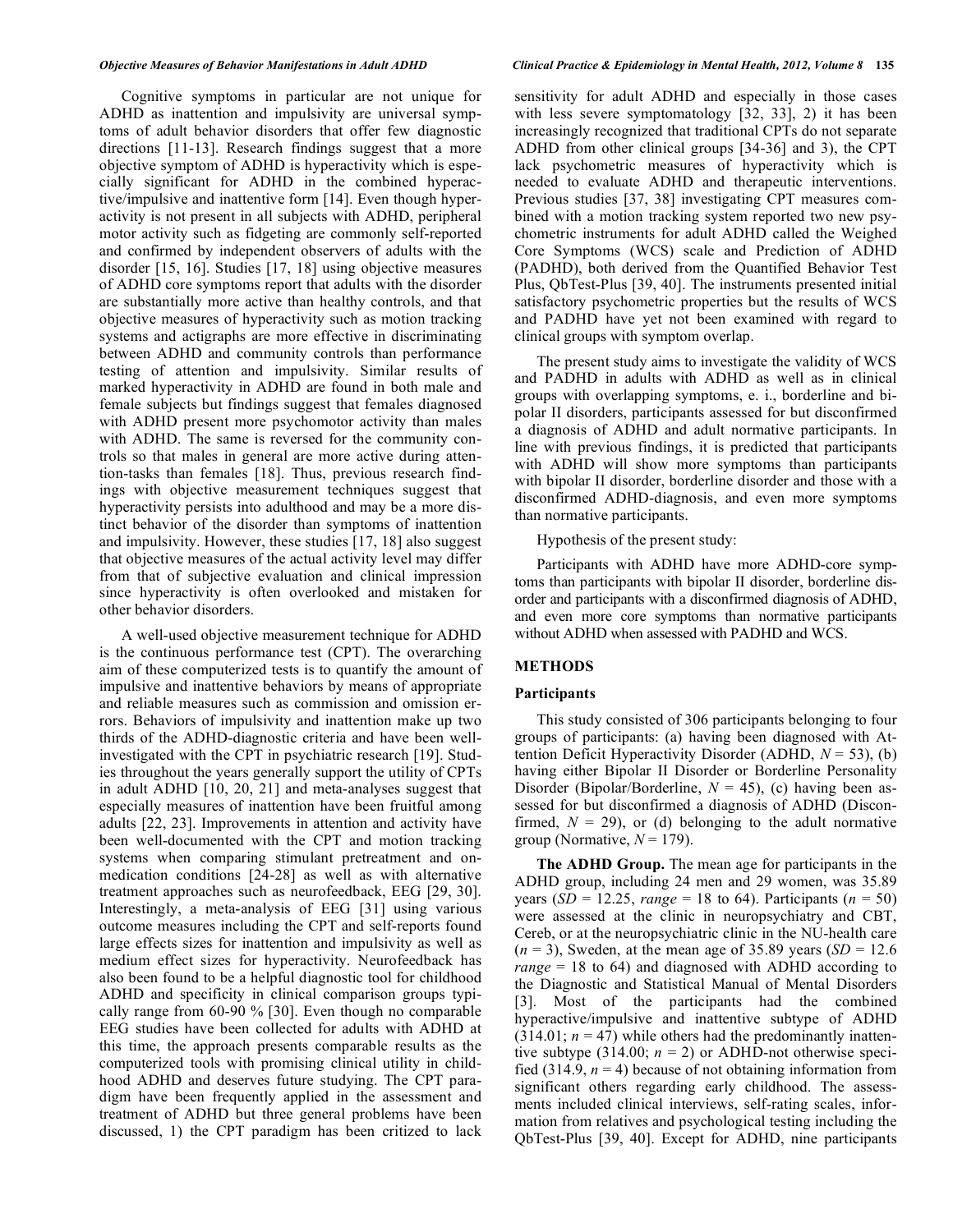Cognitive symptoms in particular are not unique for ADHD as inattention and impulsivity are universal symptoms of adult behavior disorders that offer few diagnostic directions [11-13]. Research findings suggest that a more objective symptom of ADHD is hyperactivity which is especially significant for ADHD in the combined hyperactive/impulsive and inattentive form [14]. Even though hyperactivity is not present in all subjects with ADHD, peripheral motor activity such as fidgeting are commonly self-reported and confirmed by independent observers of adults with the disorder [15, 16]. Studies [17, 18] using objective measures of ADHD core symptoms report that adults with the disorder are substantially more active than healthy controls, and that objective measures of hyperactivity such as motion tracking systems and actigraphs are more effective in discriminating between ADHD and community controls than performance testing of attention and impulsivity. Similar results of marked hyperactivity in ADHD are found in both male and female subjects but findings suggest that females diagnosed with ADHD present more psychomotor activity than males with ADHD. The same is reversed for the community controls so that males in general are more active during attention-tasks than females [18]. Thus, previous research findings with objective measurement techniques suggest that hyperactivity persists into adulthood and may be a more distinct behavior of the disorder than symptoms of inattention and impulsivity. However, these studies [17, 18] also suggest that objective measures of the actual activity level may differ from that of subjective evaluation and clinical impression since hyperactivity is often overlooked and mistaken for other behavior disorders.

A well-used objective measurement technique for ADHD is the continuous performance test (CPT). The overarching aim of these computerized tests is to quantify the amount of impulsive and inattentive behaviors by means of appropriate and reliable measures such as commission and omission errors. Behaviors of impulsivity and inattention make up two thirds of the ADHD-diagnostic criteria and have been well-investigated with the CPT in psychiatric research [19]. Studies throughout the years generally support the utility of CPTs in adult ADHD [10, 20, 21] and meta-analyses suggest that especially measures of inattention have been fruitful among adults [22, 23]. Improvements in attention and activity have been well-documented with the CPT and motion tracking systems when comparing stimulant pretreatment and on-medication conditions [24-28] as well as with alternative treatment approaches such as neurofeedback, EEG [29, 30]. Interestingly, a meta-analysis of EEG [31] using various outcome measures including the CPT and self-reports found large effects sizes for inattention and impulsivity as well as medium effect sizes for hyperactivity. Neurofeedback has also been found to be a helpful diagnostic tool for childhood ADHD and specificity in clinical comparison groups typically range from 60-90 % [30]. Even though no comparable EEG studies have been collected for adults with ADHD at this time, the approach presents comparable results as the computerized tools with promising clinical utility in childhood ADHD and deserves future studying. The CPT paradigm have been frequently applied in the assessment and treatment of ADHD but three general problems have been discussed, 1) the CPT paradigm has been critized to lack sensitivity for adult ADHD and especially in those cases with less severe symptomatology [32, 33], 2) it has been increasingly recognized that traditional CPTs do not separate ADHD from other clinical groups [34-36] and 3), the CPT lack psychometric measures of hyperactivity which is needed to evaluate ADHD and therapeutic interventions. Previous studies [37, 38] investigating CPT measures combined with a motion tracking system reported two new psychometric instruments for adult ADHD called the Weighed Core Symptoms (WCS) scale and Prediction of ADHD (PADHD), both derived from the Quantified Behavior Test Plus, QbTest-Plus [39, 40]. The instruments presented initial satisfactory psychometric properties but the results of WCS and PADHD have yet not been examined with regard to clinical groups with symptom overlap.

The present study aims to investigate the validity of WCS and PADHD in adults with ADHD as well as in clinical groups with overlapping symptoms, e. i., borderline and bipolar II disorders, participants assessed for but disconfirmed a diagnosis of ADHD and adult normative participants. In line with previous findings, it is predicted that participants with ADHD will show more symptoms than participants with bipolar II disorder, borderline disorder and those with a disconfirmed ADHD-diagnosis, and even more symptoms than normative participants.

Hypothesis of the present study:

Participants with ADHD have more ADHD-core symptoms than participants with bipolar II disorder, borderline disorder and participants with a disconfirmed diagnosis of ADHD, and even more core symptoms than normative participants without ADHD when assessed with PADHD and WCS.

## METHODS

### Participants

This study consisted of 306 participants belonging to four groups of participants: (a) having been diagnosed with Attention Deficit Hyperactivity Disorder (ADHD, $N = 53$), (b) having either Bipolar II Disorder or Borderline Personality Disorder (Bipolar/Borderline, $N = 45$), (c) having been assessed for but disconfirmed a diagnosis of ADHD (Disconfirmed, $N = 29$), or (d) belonging to the adult normative group (Normative, $N = 179$).

**The ADHD Group.** The mean age for participants in the ADHD group, including 24 men and 29 women, was 35.89 years ($SD = 12.25$, *range* = 18 to 64). Participants ($n = 50$) were assessed at the clinic in neuropsychiatry and CBT, Cereb, or at the neuropsychiatric clinic in the NU-health care ($n = 3$), Sweden, at the mean age of 35.89 years ($SD = 12.6$ *range* = 18 to 64) and diagnosed with ADHD according to the Diagnostic and Statistical Manual of Mental Disorders [3]. Most of the participants had the combined hyperactive/impulsive and inattentive subtype of ADHD (314.01; $n = 47$) while others had the predominantly inattentive subtype (314.00; $n = 2$) or ADHD-not otherwise specified (314.9, $n = 4$) because of not obtaining information from significant others regarding early childhood. The assessments included clinical interviews, self-rating scales, information from relatives and psychological testing including the QbTest-Plus [39, 40]. Except for ADHD, nine participants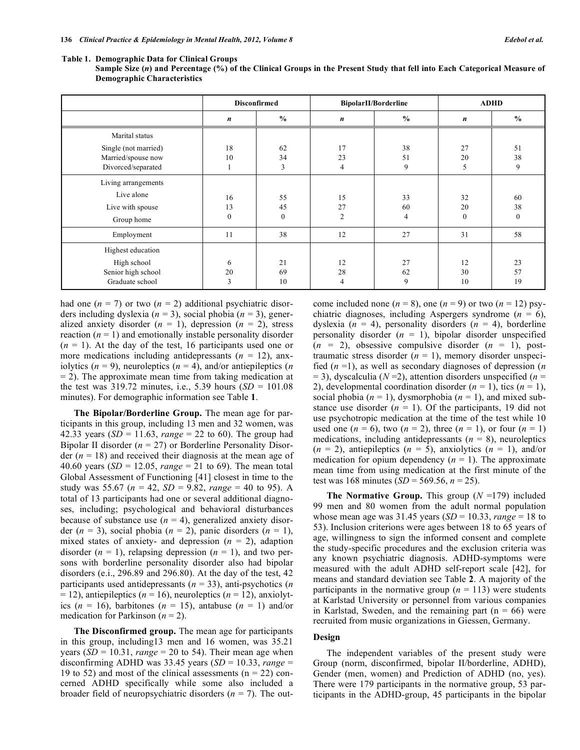**Table 1. Demographic Data for Clinical Groups**
**Sample Size (*n*) and Percentage (%) of the Clinical Groups in the Present Study that fell into Each Categorical Measure of Demographic Characteristics**

| | Disconfirmed | | BipolarII/Borderline | | ADHD | |
|---|---|---|---|---|---|---|
| | *n* | % | *n* | % | *n* | % |
| Marital status | | | | | | |
| Single (not married) | 18 | 62 | 17 | 38 | 27 | 51 |
| Married/spouse now | 10 | 34 | 23 | 51 | 20 | 38 |
| Divorced/separated | 1 | 3 | 4 | 9 | 5 | 9 |
| Living arrangements | | | | | | |
| Live alone | 16 | 55 | 15 | 33 | 32 | 60 |
| Live with spouse | 13 | 45 | 27 | 60 | 20 | 38 |
| Group home | 0 | 0 | 2 | 4 | 0 | 0 |
| Employment | 11 | 38 | 12 | 27 | 31 | 58 |
| Highest education | | | | | | |
| High school | 6 | 21 | 12 | 27 | 12 | 23 |
| Senior high school | 20 | 69 | 28 | 62 | 30 | 57 |
| Graduate school | 3 | 10 | 4 | 9 | 10 | 19 |

had one (*n* = 7) or two (*n* = 2) additional psychiatric disorders including dyslexia (*n* = 3), social phobia (*n* = 3), generalized anxiety disorder (*n* = 1), depression (*n* = 2), stress reaction (*n* = 1) and emotionally instable personality disorder (*n* = 1). At the day of the test, 16 participants used one or more medications including antidepressants (*n* = 12), anxiolytics (*n* = 9), neuroleptics (*n* = 4), and/or antiepileptics (*n* = 2). The approximate mean time from taking medication at the test was 319.72 minutes, i.e., 5.39 hours (*SD* = 101.08 minutes). For demographic information see Table **1**.

**The Bipolar/Borderline Group.** The mean age for participants in this group, including 13 men and 32 women, was 42.33 years (*SD* = 11.63, *range* = 22 to 60). The group had Bipolar II disorder (*n* = 27) or Borderline Personality Disorder (*n* = 18) and received their diagnosis at the mean age of 40.60 years (*SD* = 12.05, *range* = 21 to 69). The mean total Global Assessment of Functioning [41] closest in time to the study was 55.67 (*n* = 42, *SD* = 9.82, *range* = 40 to 95). A total of 13 participants had one or several additional diagnoses, including; psychological and behavioral disturbances because of substance use (*n* = 4), generalized anxiety disorder (*n* = 3), social phobia (*n* = 2), panic disorders (*n* = 1), mixed states of anxiety- and depression (*n* = 2), adaption disorder (*n* = 1), relapsing depression (*n* = 1), and two persons with borderline personality disorder also had bipolar disorders (e.i., 296.89 and 296.80). At the day of the test, 42 participants used antidepressants (*n* = 33), anti-psychotics (*n* = 12), antiepileptics (*n* = 16), neuroleptics (*n* = 12), anxiolytics (*n* = 16), barbitones (*n* = 15), antabuse (*n* = 1) and/or medication for Parkinson (*n* = 2).

**The Disconfirmed group.** The mean age for participants in this group, including13 men and 16 women, was 35.21 years (*SD* = 10.31, *range* = 20 to 54). Their mean age when disconfirming ADHD was 33.45 years (*SD* = 10.33, *range* = 19 to 52) and most of the clinical assessments (n = 22) concerned ADHD specifically while some also included a broader field of neuropsychiatric disorders (*n* = 7). The outcome included none (*n* = 8), one (*n* = 9) or two (*n* = 12) psychiatric diagnoses, including Aspergers syndrome (*n* = 6), dyslexia (*n* = 4), personality disorders (*n* = 4), borderline personality disorder (*n* = 1), bipolar disorder unspecified (*n* = 2), obsessive compulsive disorder (*n* = 1), post-traumatic stress disorder (*n* = 1), memory disorder unspecified (*n* =1), as well as secondary diagnoses of depression (*n* = 3), dyscalculia (*N* =2), attention disorders unspecified (*n* = 2), developmental coordination disorder (*n* = 1), tics (*n* = 1), social phobia (*n* = 1), dysmorphobia (*n* = 1), and mixed substance use disorder (*n* = 1). Of the participants, 19 did not use psychotropic medication at the time of the test while 10 used one (*n* = 6), two (*n* = 2), three (*n* = 1), or four (*n* = 1) medications, including antidepressants (*n* = 8), neuroleptics (*n* = 2), antiepileptics (*n* = 5), anxiolytics (*n* = 1), and/or medication for opium dependency (*n* = 1). The approximate mean time from using medication at the first minute of the test was 168 minutes (*SD* = 569.56, *n* = 25).

**The Normative Group.** This group (*N* =179) included 99 men and 80 women from the adult normal population whose mean age was 31.45 years (*SD* = 10.33, *range* = 18 to 53). Inclusion criterions were ages between 18 to 65 years of age, willingness to sign the informed consent and complete the study-specific procedures and the exclusion criteria was any known psychiatric diagnosis. ADHD-symptoms were measured with the adult ADHD self-report scale [42], for means and standard deviation see Table **2**. A majority of the participants in the normative group (*n* = 113) were students at Karlstad University or personnel from various companies in Karlstad, Sweden, and the remaining part (n = 66) were recruited from music organizations in Giessen, Germany.

### Design

The independent variables of the present study were Group (norm, disconfirmed, bipolar II/borderline, ADHD), Gender (men, women) and Prediction of ADHD (no, yes). There were 179 participants in the normative group, 53 participants in the ADHD-group, 45 participants in the bipolar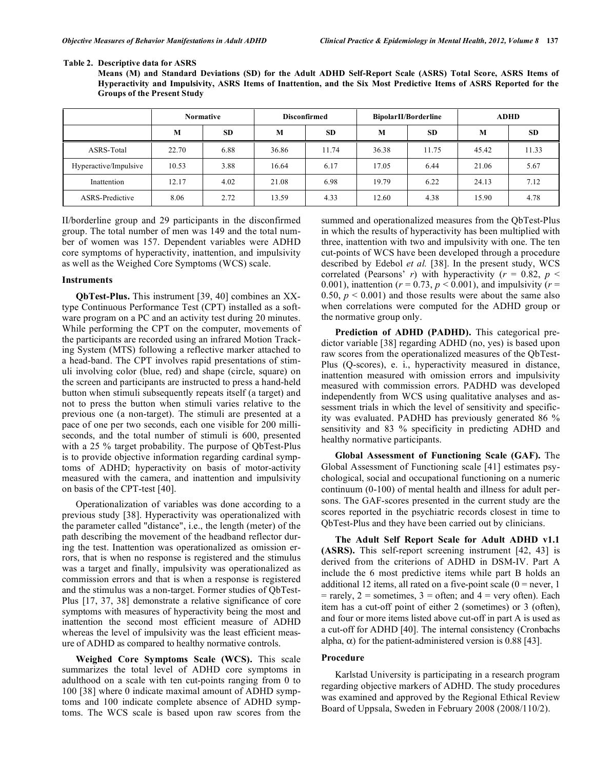**Table 2. Descriptive data for ASRS**

**Means (M) and Standard Deviations (SD) for the Adult ADHD Self-Report Scale (ASRS) Total Score, ASRS Items of Hyperactivity and Impulsivity, ASRS Items of Inattention, and the Six Most Predictive Items of ASRS Reported for the Groups of the Present Study**

| | Normative | | Disconfirmed | | BipolarII/Borderline | | ADHD | |
|---|---|---|---|---|---|---|---|---|
| | M | SD | M | SD | M | SD | M | SD |
| ASRS-Total | 22.70 | 6.88 | 36.86 | 11.74 | 36.38 | 11.75 | 45.42 | 11.33 |
| Hyperactive/Impulsive | 10.53 | 3.88 | 16.64 | 6.17 | 17.05 | 6.44 | 21.06 | 5.67 |
| Inattention | 12.17 | 4.02 | 21.08 | 6.98 | 19.79 | 6.22 | 24.13 | 7.12 |
| ASRS-Predictive | 8.06 | 2.72 | 13.59 | 4.33 | 12.60 | 4.38 | 15.90 | 4.78 |

II/borderline group and 29 participants in the disconfirmed group. The total number of men was 149 and the total number of women was 157. Dependent variables were ADHD core symptoms of hyperactivity, inattention, and impulsivity as well as the Weighed Core Symptoms (WCS) scale.

### Instruments

**QbTest-Plus.** This instrument [39, 40] combines an XX-type Continuous Performance Test (CPT) installed as a software program on a PC and an activity test during 20 minutes. While performing the CPT on the computer, movements of the participants are recorded using an infrared Motion Tracking System (MTS) following a reflective marker attached to a head-band. The CPT involves rapid presentations of stimuli involving color (blue, red) and shape (circle, square) on the screen and participants are instructed to press a hand-held button when stimuli subsequently repeats itself (a target) and not to press the button when stimuli varies relative to the previous one (a non-target). The stimuli are presented at a pace of one per two seconds, each one visible for 200 milliseconds, and the total number of stimuli is 600, presented with a 25 % target probability. The purpose of QbTest-Plus is to provide objective information regarding cardinal symptoms of ADHD; hyperactivity on basis of motor-activity measured with the camera, and inattention and impulsivity on basis of the CPT-test [40].

Operationalization of variables was done according to a previous study [38]. Hyperactivity was operationalized with the parameter called "distance", i.e., the length (meter) of the path describing the movement of the headband reflector during the test. Inattention was operationalized as omission errors, that is when no response is registered and the stimulus was a target and finally, impulsivity was operationalized as commission errors and that is when a response is registered and the stimulus was a non-target. Former studies of QbTest-Plus [17, 37, 38] demonstrate a relative significance of core symptoms with measures of hyperactivity being the most and inattention the second most efficient measure of ADHD whereas the level of impulsivity was the least efficient measure of ADHD as compared to healthy normative controls.

**Weighed Core Symptoms Scale (WCS).** This scale summarizes the total level of ADHD core symptoms in adulthood on a scale with ten cut-points ranging from 0 to 100 [38] where 0 indicate maximal amount of ADHD symptoms and 100 indicate complete absence of ADHD symptoms. The WCS scale is based upon raw scores from the summed and operationalized measures from the QbTest-Plus in which the results of hyperactivity has been multiplied with three, inattention with two and impulsivity with one. The ten cut-points of WCS have been developed through a procedure described by Edebol *et al.* [38]. In the present study, WCS correlated (Pearsons' $r$) with hyperactivity ($r$ = 0.82, $p < 0.001$), inattention ($r$ = 0.73, $p < 0.001$), and impulsivity ($r$ = 0.50, $p < 0.001$) and those results were about the same also when correlations were computed for the ADHD group or the normative group only.

**Prediction of ADHD (PADHD).** This categorical predictor variable [38] regarding ADHD (no, yes) is based upon raw scores from the operationalized measures of the QbTest-Plus (Q-scores), e. i., hyperactivity measured in distance, inattention measured with omission errors and impulsivity measured with commission errors. PADHD was developed independently from WCS using qualitative analyses and assessment trials in which the level of sensitivity and specificity was evaluated. PADHD has previously generated 86 % sensitivity and 83 % specificity in predicting ADHD and healthy normative participants.

**Global Assessment of Functioning Scale (GAF).** The Global Assessment of Functioning scale [41] estimates psychological, social and occupational functioning on a numeric continuum (0-100) of mental health and illness for adult persons. The GAF-scores presented in the current study are the scores reported in the psychiatric records closest in time to QbTest-Plus and they have been carried out by clinicians.

**The Adult Self Report Scale for Adult ADHD v1.1 (ASRS).** This self-report screening instrument [42, 43] is derived from the criterions of ADHD in DSM-IV. Part A include the 6 most predictive items while part B holds an additional 12 items, all rated on a five-point scale (0 = never, 1 = rarely, 2 = sometimes, 3 = often; and 4 = very often). Each item has a cut-off point of either 2 (sometimes) or 3 (often), and four or more items listed above cut-off in part A is used as a cut-off for ADHD [40]. The internal consistency (Cronbachs alpha, $\alpha$) for the patient-administered version is 0.88 [43].

### Procedure

Karlstad University is participating in a research program regarding objective markers of ADHD. The study procedures was examined and approved by the Regional Ethical Review Board of Uppsala, Sweden in February 2008 (2008/110/2).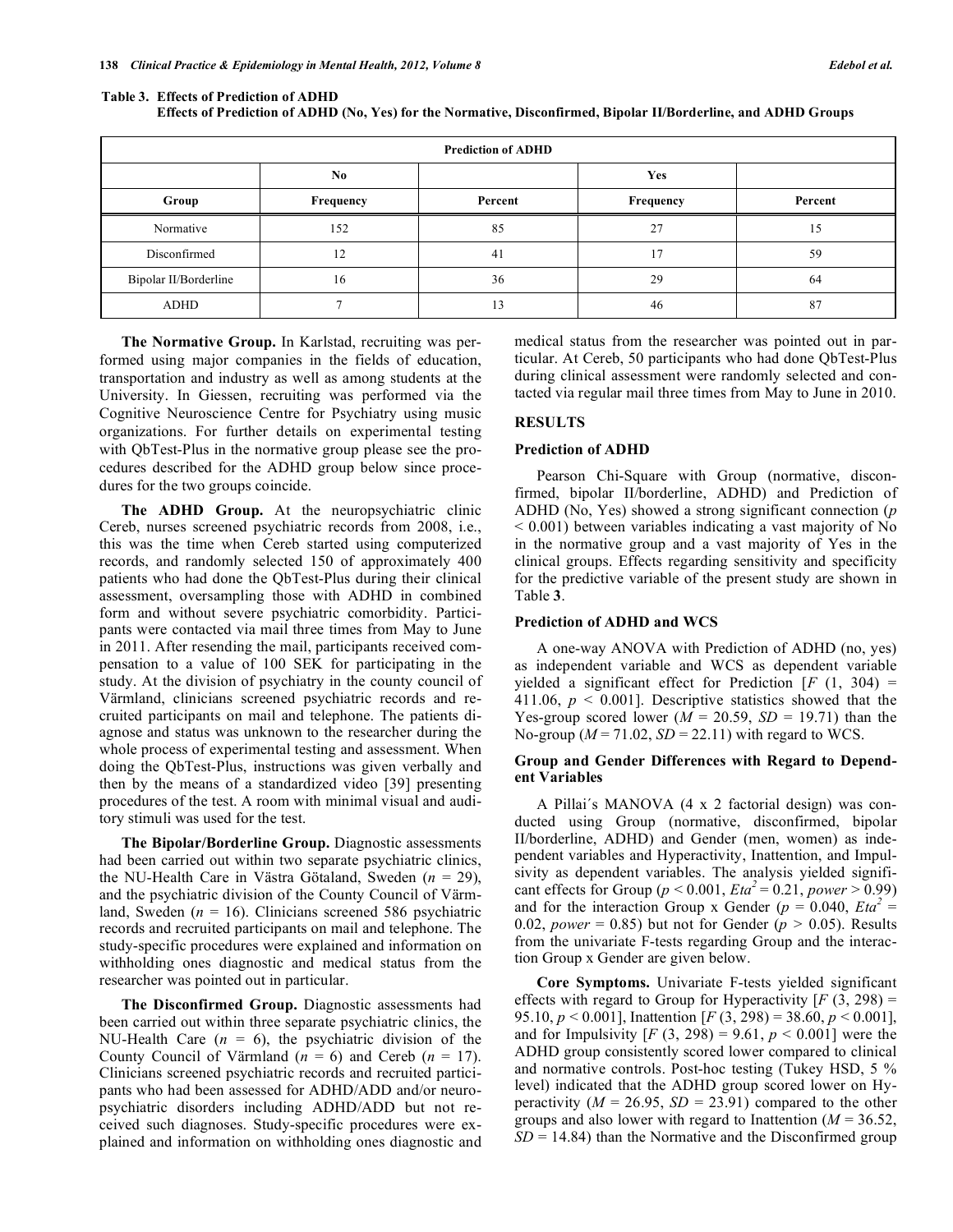**Table 3. Effects of Prediction of ADHD**

**Effects of Prediction of ADHD (No, Yes) for the Normative, Disconfirmed, Bipolar II/Borderline, and ADHD Groups**

| Prediction of ADHD | | | | |
|---|---|---|---|---|
| | No | | Yes | |
| Group | Frequency | Percent | Frequency | Percent |
| Normative | 152 | 85 | 27 | 15 |
| Disconfirmed | 12 | 41 | 17 | 59 |
| Bipolar II/Borderline | 16 | 36 | 29 | 64 |
| ADHD | 7 | 13 | 46 | 87 |

**The Normative Group.** In Karlstad, recruiting was performed using major companies in the fields of education, transportation and industry as well as among students at the University. In Giessen, recruiting was performed via the Cognitive Neuroscience Centre for Psychiatry using music organizations. For further details on experimental testing with QbTest-Plus in the normative group please see the procedures described for the ADHD group below since procedures for the two groups coincide.

**The ADHD Group.** At the neuropsychiatric clinic Cereb, nurses screened psychiatric records from 2008, i.e., this was the time when Cereb started using computerized records, and randomly selected 150 of approximately 400 patients who had done the QbTest-Plus during their clinical assessment, oversampling those with ADHD in combined form and without severe psychiatric comorbidity. Participants were contacted via mail three times from May to June in 2011. After resending the mail, participants received compensation to a value of 100 SEK for participating in the study. At the division of psychiatry in the county council of Värmland, clinicians screened psychiatric records and recruited participants on mail and telephone. The patients diagnose and status was unknown to the researcher during the whole process of experimental testing and assessment. When doing the QbTest-Plus, instructions was given verbally and then by the means of a standardized video [39] presenting procedures of the test. A room with minimal visual and auditory stimuli was used for the test.

**The Bipolar/Borderline Group.** Diagnostic assessments had been carried out within two separate psychiatric clinics, the NU-Health Care in Västra Götaland, Sweden (*n* = 29), and the psychiatric division of the County Council of Värmland, Sweden (*n* = 16). Clinicians screened 586 psychiatric records and recruited participants on mail and telephone. The study-specific procedures were explained and information on withholding ones diagnostic and medical status from the researcher was pointed out in particular.

**The Disconfirmed Group.** Diagnostic assessments had been carried out within three separate psychiatric clinics, the NU-Health Care (*n* = 6), the psychiatric division of the County Council of Värmland (*n* = 6) and Cereb (*n* = 17). Clinicians screened psychiatric records and recruited participants who had been assessed for ADHD/ADD and/or neuropsychiatric disorders including ADHD/ADD but not received such diagnoses. Study-specific procedures were explained and information on withholding ones diagnostic and medical status from the researcher was pointed out in particular. At Cereb, 50 participants who had done QbTest-Plus during clinical assessment were randomly selected and contacted via regular mail three times from May to June in 2010.

## RESULTS

### Prediction of ADHD

Pearson Chi-Square with Group (normative, disconfirmed, bipolar II/borderline, ADHD) and Prediction of ADHD (No, Yes) showed a strong significant connection ($p < 0.001$) between variables indicating a vast majority of No in the normative group and a vast majority of Yes in the clinical groups. Effects regarding sensitivity and specificity for the predictive variable of the present study are shown in Table **3**.

### Prediction of ADHD and WCS

A one-way ANOVA with Prediction of ADHD (no, yes) as independent variable and WCS as dependent variable yielded a significant effect for Prediction [$F$ (1, 304) = 411.06, $p < 0.001$]. Descriptive statistics showed that the Yes-group scored lower ($M = 20.59$, $SD = 19.71$) than the No-group ($M = 71.02$, $SD = 22.11$) with regard to WCS.

### Group and Gender Differences with Regard to Dependent Variables

A Pillai´s MANOVA (4 x 2 factorial design) was conducted using Group (normative, disconfirmed, bipolar II/borderline, ADHD) and Gender (men, women) as independent variables and Hyperactivity, Inattention, and Impulsivity as dependent variables. The analysis yielded significant effects for Group ($p < 0.001$, $Eta^2 = 0.21$, $power > 0.99$) and for the interaction Group x Gender ($p = 0.040$, $Eta^2 = 0.02$, $power = 0.85$) but not for Gender ($p > 0.05$). Results from the univariate F-tests regarding Group and the interaction Group x Gender are given below.

**Core Symptoms.** Univariate F-tests yielded significant effects with regard to Group for Hyperactivity [$F$ (3, 298) = 95.10, $p < 0.001$], Inattention [$F$ (3, 298) = 38.60, $p < 0.001$], and for Impulsivity [$F$ (3, 298) = 9.61, $p < 0.001$] were the ADHD group consistently scored lower compared to clinical and normative controls. Post-hoc testing (Tukey HSD, 5 % level) indicated that the ADHD group scored lower on Hyperactivity ($M = 26.95$, $SD = 23.91$) compared to the other groups and also lower with regard to Inattention ($M = 36.52$, $SD = 14.84$) than the Normative and the Disconfirmed group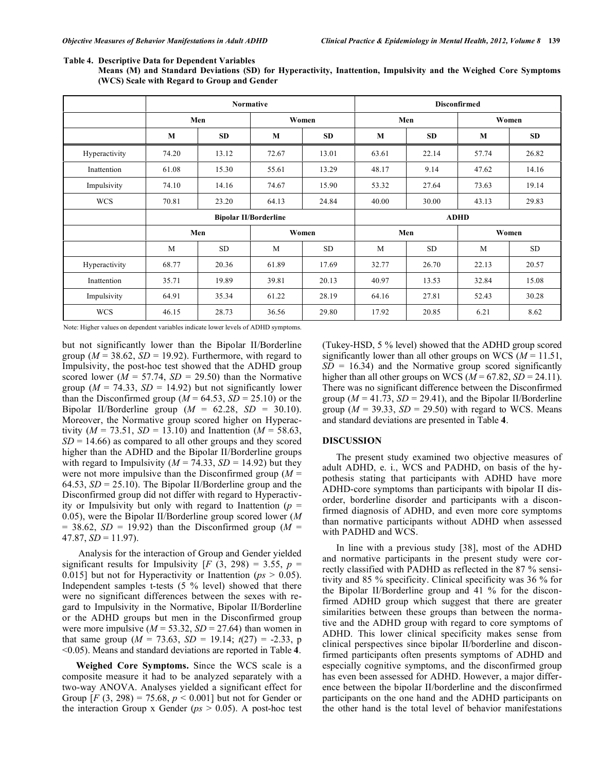**Table 4. Descriptive Data for Dependent Variables**
**Means (M) and Standard Deviations (SD) for Hyperactivity, Inattention, Impulsivity and the Weighed Core Symptoms (WCS) Scale with Regard to Group and Gender**

| | Normative | | | | Disconfirmed | | | |
|---|---|---|---|---|---|---|---|---|
| | Men | | Women | | Men | | Women | |
| | **M** | **SD** | **M** | **SD** | **M** | **SD** | **M** | **SD** |
| Hyperactivity | 74.20 | 13.12 | 72.67 | 13.01 | 63.61 | 22.14 | 57.74 | 26.82 |
| Inattention | 61.08 | 15.30 | 55.61 | 13.29 | 48.17 | 9.14 | 47.62 | 14.16 |
| Impulsivity | 74.10 | 14.16 | 74.67 | 15.90 | 53.32 | 27.64 | 73.63 | 19.14 |
| WCS | 70.81 | 23.20 | 64.13 | 24.84 | 40.00 | 30.00 | 43.13 | 29.83 |
| | **Bipolar II/Borderline** | | | | **ADHD** | | | |
| | Men | | Women | | Men | | Women | |
| | M | SD | M | SD | M | SD | M | SD |
| Hyperactivity | 68.77 | 20.36 | 61.89 | 17.69 | 32.77 | 26.70 | 22.13 | 20.57 |
| Inattention | 35.71 | 19.89 | 39.81 | 20.13 | 40.97 | 13.53 | 32.84 | 15.08 |
| Impulsivity | 64.91 | 35.34 | 61.22 | 28.19 | 64.16 | 27.81 | 52.43 | 30.28 |
| WCS | 46.15 | 28.73 | 36.56 | 29.80 | 17.92 | 20.85 | 6.21 | 8.62 |

Note: Higher values on dependent variables indicate lower levels of ADHD symptoms.

but not significantly lower than the Bipolar II/Borderline group ($M$ = 38.62, $SD$ = 19.92). Furthermore, with regard to Impulsivity, the post-hoc test showed that the ADHD group scored lower ($M$ = 57.74, $SD$ = 29.50) than the Normative group ($M$ = 74.33, $SD$ = 14.92) but not significantly lower than the Disconfirmed group ($M$ = 64.53, $SD$ = 25.10) or the Bipolar II/Borderline group ($M$ = 62.28, $SD$ = 30.10). Moreover, the Normative group scored higher on Hyperactivity ($M$ = 73.51, $SD$ = 13.10) and Inattention ($M$ = 58.63, $SD$ = 14.66) as compared to all other groups and they scored higher than the ADHD and the Bipolar II/Borderline groups with regard to Impulsivity ($M$ = 74.33, $SD$ = 14.92) but they were not more impulsive than the Disconfirmed group ($M$ = 64.53, $SD$ = 25.10). The Bipolar II/Borderline group and the Disconfirmed group did not differ with regard to Hyperactivity or Impulsivity but only with regard to Inattention ($p$ = 0.05), were the Bipolar II/Borderline group scored lower ($M$ = 38.62, $SD$ = 19.92) than the Disconfirmed group ($M$ = 47.87, $SD$ = 11.97).

Analysis for the interaction of Group and Gender yielded significant results for Impulsivity [$F$ (3, 298) = 3.55, $p$ = 0.015] but not for Hyperactivity or Inattention ($ps$ > 0.05). Independent samples t-tests (5 % level) showed that there were no significant differences between the sexes with regard to Impulsivity in the Normative, Bipolar II/Borderline or the ADHD groups but men in the Disconfirmed group were more impulsive ($M$ = 53.32, $SD$ = 27.64) than women in that same group ($M$ = 73.63, $SD$ = 19.14; $t$(27) = -2.33, p <0.05). Means and standard deviations are reported in Table **4**.

**Weighed Core Symptoms.** Since the WCS scale is a composite measure it had to be analyzed separately with a two-way ANOVA. Analyses yielded a significant effect for Group [$F$ (3, 298) = 75.68, $p$ < 0.001] but not for Gender or the interaction Group x Gender ($ps$ > 0.05). A post-hoc test (Tukey-HSD, 5 % level) showed that the ADHD group scored significantly lower than all other groups on WCS ($M$ = 11.51, $SD$ = 16.34) and the Normative group scored significantly higher than all other groups on WCS ($M$ = 67.82, $SD$ = 24.11). There was no significant difference between the Disconfirmed group ($M$ = 41.73, $SD$ = 29.41), and the Bipolar II/Borderline group ($M$ = 39.33, $SD$ = 29.50) with regard to WCS. Means and standard deviations are presented in Table **4**.

## DISCUSSION

The present study examined two objective measures of adult ADHD, e. i., WCS and PADHD, on basis of the hypothesis stating that participants with ADHD have more ADHD-core symptoms than participants with bipolar II disorder, borderline disorder and participants with a disconfirmed diagnosis of ADHD, and even more core symptoms than normative participants without ADHD when assessed with PADHD and WCS.

In line with a previous study [38], most of the ADHD and normative participants in the present study were correctly classified with PADHD as reflected in the 87 % sensitivity and 85 % specificity. Clinical specificity was 36 % for the Bipolar II/Borderline group and 41 % for the disconfirmed ADHD group which suggest that there are greater similarities between these groups than between the normative and the ADHD group with regard to core symptoms of ADHD. This lower clinical specificity makes sense from clinical perspectives since bipolar II/borderline and disconfirmed participants often presents symptoms of ADHD and especially cognitive symptoms, and the disconfirmed group has even been assessed for ADHD. However, a major difference between the bipolar II/borderline and the disconfirmed participants on the one hand and the ADHD participants on the other hand is the total level of behavior manifestations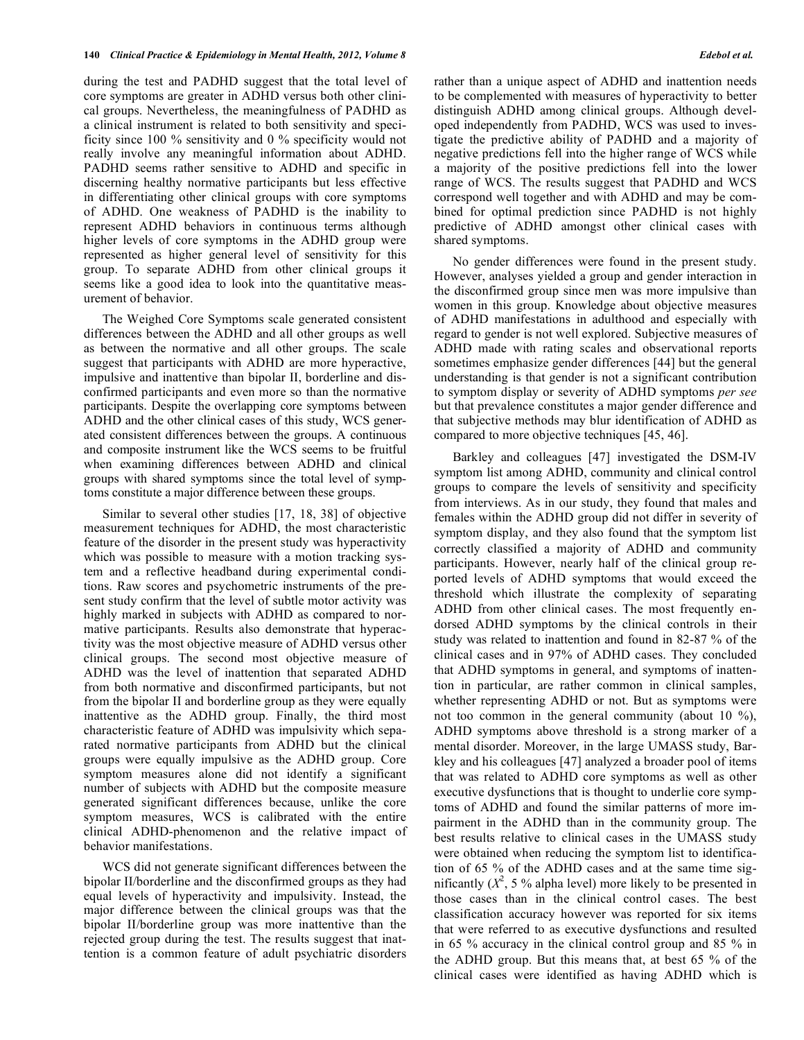during the test and PADHD suggest that the total level of core symptoms are greater in ADHD versus both other clinical groups. Nevertheless, the meaningfulness of PADHD as a clinical instrument is related to both sensitivity and specificity since 100 % sensitivity and 0 % specificity would not really involve any meaningful information about ADHD. PADHD seems rather sensitive to ADHD and specific in discerning healthy normative participants but less effective in differentiating other clinical groups with core symptoms of ADHD. One weakness of PADHD is the inability to represent ADHD behaviors in continuous terms although higher levels of core symptoms in the ADHD group were represented as higher general level of sensitivity for this group. To separate ADHD from other clinical groups it seems like a good idea to look into the quantitative measurement of behavior.

The Weighed Core Symptoms scale generated consistent differences between the ADHD and all other groups as well as between the normative and all other groups. The scale suggest that participants with ADHD are more hyperactive, impulsive and inattentive than bipolar II, borderline and disconfirmed participants and even more so than the normative participants. Despite the overlapping core symptoms between ADHD and the other clinical cases of this study, WCS generated consistent differences between the groups. A continuous and composite instrument like the WCS seems to be fruitful when examining differences between ADHD and clinical groups with shared symptoms since the total level of symptoms constitute a major difference between these groups.

Similar to several other studies [17, 18, 38] of objective measurement techniques for ADHD, the most characteristic feature of the disorder in the present study was hyperactivity which was possible to measure with a motion tracking system and a reflective headband during experimental conditions. Raw scores and psychometric instruments of the present study confirm that the level of subtle motor activity was highly marked in subjects with ADHD as compared to normative participants. Results also demonstrate that hyperactivity was the most objective measure of ADHD versus other clinical groups. The second most objective measure of ADHD was the level of inattention that separated ADHD from both normative and disconfirmed participants, but not from the bipolar II and borderline group as they were equally inattentive as the ADHD group. Finally, the third most characteristic feature of ADHD was impulsivity which separated normative participants from ADHD but the clinical groups were equally impulsive as the ADHD group. Core symptom measures alone did not identify a significant number of subjects with ADHD but the composite measure generated significant differences because, unlike the core symptom measures, WCS is calibrated with the entire clinical ADHD-phenomenon and the relative impact of behavior manifestations.

WCS did not generate significant differences between the bipolar II/borderline and the disconfirmed groups as they had equal levels of hyperactivity and impulsivity. Instead, the major difference between the clinical groups was that the bipolar II/borderline group was more inattentive than the rejected group during the test. The results suggest that inattention is a common feature of adult psychiatric disorders rather than a unique aspect of ADHD and inattention needs to be complemented with measures of hyperactivity to better distinguish ADHD among clinical groups. Although developed independently from PADHD, WCS was used to investigate the predictive ability of PADHD and a majority of negative predictions fell into the higher range of WCS while a majority of the positive predictions fell into the lower range of WCS. The results suggest that PADHD and WCS correspond well together and with ADHD and may be combined for optimal prediction since PADHD is not highly predictive of ADHD amongst other clinical cases with shared symptoms.

No gender differences were found in the present study. However, analyses yielded a group and gender interaction in the disconfirmed group since men was more impulsive than women in this group. Knowledge about objective measures of ADHD manifestations in adulthood and especially with regard to gender is not well explored. Subjective measures of ADHD made with rating scales and observational reports sometimes emphasize gender differences [44] but the general understanding is that gender is not a significant contribution to symptom display or severity of ADHD symptoms *per see* but that prevalence constitutes a major gender difference and that subjective methods may blur identification of ADHD as compared to more objective techniques [45, 46].

Barkley and colleagues [47] investigated the DSM-IV symptom list among ADHD, community and clinical control groups to compare the levels of sensitivity and specificity from interviews. As in our study, they found that males and females within the ADHD group did not differ in severity of symptom display, and they also found that the symptom list correctly classified a majority of ADHD and community participants. However, nearly half of the clinical group reported levels of ADHD symptoms that would exceed the threshold which illustrate the complexity of separating ADHD from other clinical cases. The most frequently endorsed ADHD symptoms by the clinical controls in their study was related to inattention and found in 82-87 % of the clinical cases and in 97% of ADHD cases. They concluded that ADHD symptoms in general, and symptoms of inattention in particular, are rather common in clinical samples, whether representing ADHD or not. But as symptoms were not too common in the general community (about 10 %), ADHD symptoms above threshold is a strong marker of a mental disorder. Moreover, in the large UMASS study, Barkley and his colleagues [47] analyzed a broader pool of items that was related to ADHD core symptoms as well as other executive dysfunctions that is thought to underlie core symptoms of ADHD and found the similar patterns of more impairment in the ADHD than in the community group. The best results relative to clinical cases in the UMASS study were obtained when reducing the symptom list to identification of 65 % of the ADHD cases and at the same time significantly ($X^2$, 5 % alpha level) more likely to be presented in those cases than in the clinical control cases. The best classification accuracy however was reported for six items that were referred to as executive dysfunctions and resulted in 65 % accuracy in the clinical control group and 85 % in the ADHD group. But this means that, at best 65 % of the clinical cases were identified as having ADHD which is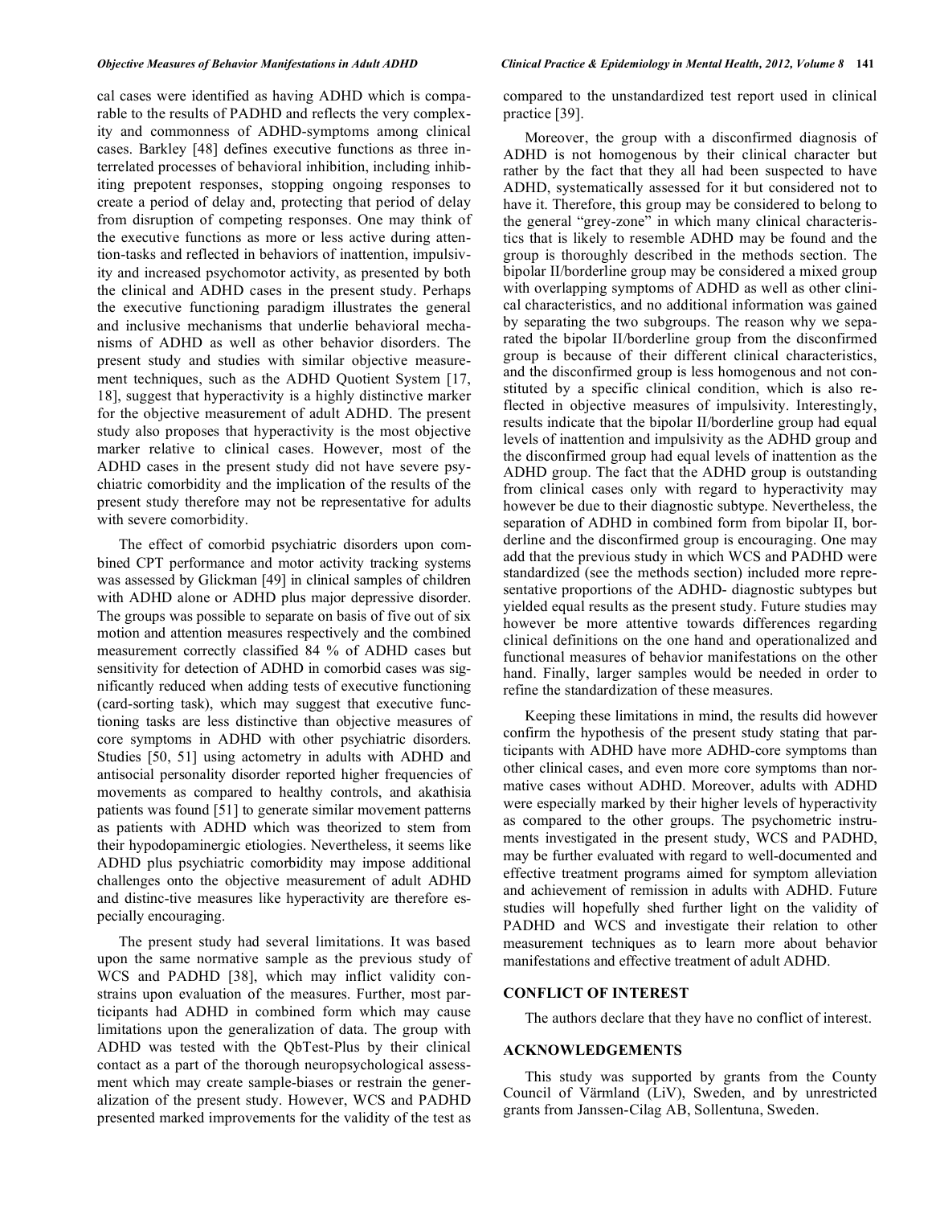cal cases were identified as having ADHD which is comparable to the results of PADHD and reflects the very complexity and commonness of ADHD-symptoms among clinical cases. Barkley [48] defines executive functions as three interrelated processes of behavioral inhibition, including inhibiting prepotent responses, stopping ongoing responses to create a period of delay and, protecting that period of delay from disruption of competing responses. One may think of the executive functions as more or less active during attention-tasks and reflected in behaviors of inattention, impulsivity and increased psychomotor activity, as presented by both the clinical and ADHD cases in the present study. Perhaps the executive functioning paradigm illustrates the general and inclusive mechanisms that underlie behavioral mechanisms of ADHD as well as other behavior disorders. The present study and studies with similar objective measurement techniques, such as the ADHD Quotient System [17, 18], suggest that hyperactivity is a highly distinctive marker for the objective measurement of adult ADHD. The present study also proposes that hyperactivity is the most objective marker relative to clinical cases. However, most of the ADHD cases in the present study did not have severe psychiatric comorbidity and the implication of the results of the present study therefore may not be representative for adults with severe comorbidity.

The effect of comorbid psychiatric disorders upon combined CPT performance and motor activity tracking systems was assessed by Glickman [49] in clinical samples of children with ADHD alone or ADHD plus major depressive disorder. The groups was possible to separate on basis of five out of six motion and attention measures respectively and the combined measurement correctly classified 84 % of ADHD cases but sensitivity for detection of ADHD in comorbid cases was significantly reduced when adding tests of executive functioning (card-sorting task), which may suggest that executive functioning tasks are less distinctive than objective measures of core symptoms in ADHD with other psychiatric disorders. Studies [50, 51] using actometry in adults with ADHD and antisocial personality disorder reported higher frequencies of movements as compared to healthy controls, and akathisia patients was found [51] to generate similar movement patterns as patients with ADHD which was theorized to stem from their hypodopaminergic etiologies. Nevertheless, it seems like ADHD plus psychiatric comorbidity may impose additional challenges onto the objective measurement of adult ADHD and distinc-tive measures like hyperactivity are therefore especially encouraging.

The present study had several limitations. It was based upon the same normative sample as the previous study of WCS and PADHD [38], which may inflict validity constrains upon evaluation of the measures. Further, most participants had ADHD in combined form which may cause limitations upon the generalization of data. The group with ADHD was tested with the QbTest-Plus by their clinical contact as a part of the thorough neuropsychological assessment which may create sample-biases or restrain the generalization of the present study. However, WCS and PADHD presented marked improvements for the validity of the test as compared to the unstandardized test report used in clinical practice [39].

Moreover, the group with a disconfirmed diagnosis of ADHD is not homogenous by their clinical character but rather by the fact that they all had been suspected to have ADHD, systematically assessed for it but considered not to have it. Therefore, this group may be considered to belong to the general "grey-zone" in which many clinical characteristics that is likely to resemble ADHD may be found and the group is thoroughly described in the methods section. The bipolar II/borderline group may be considered a mixed group with overlapping symptoms of ADHD as well as other clinical characteristics, and no additional information was gained by separating the two subgroups. The reason why we separated the bipolar II/borderline group from the disconfirmed group is because of their different clinical characteristics, and the disconfirmed group is less homogenous and not constituted by a specific clinical condition, which is also reflected in objective measures of impulsivity. Interestingly, results indicate that the bipolar II/borderline group had equal levels of inattention and impulsivity as the ADHD group and the disconfirmed group had equal levels of inattention as the ADHD group. The fact that the ADHD group is outstanding from clinical cases only with regard to hyperactivity may however be due to their diagnostic subtype. Nevertheless, the separation of ADHD in combined form from bipolar II, borderline and the disconfirmed group is encouraging. One may add that the previous study in which WCS and PADHD were standardized (see the methods section) included more representative proportions of the ADHD- diagnostic subtypes but yielded equal results as the present study. Future studies may however be more attentive towards differences regarding clinical definitions on the one hand and operationalized and functional measures of behavior manifestations on the other hand. Finally, larger samples would be needed in order to refine the standardization of these measures.

Keeping these limitations in mind, the results did however confirm the hypothesis of the present study stating that participants with ADHD have more ADHD-core symptoms than other clinical cases, and even more core symptoms than normative cases without ADHD. Moreover, adults with ADHD were especially marked by their higher levels of hyperactivity as compared to the other groups. The psychometric instruments investigated in the present study, WCS and PADHD, may be further evaluated with regard to well-documented and effective treatment programs aimed for symptom alleviation and achievement of remission in adults with ADHD. Future studies will hopefully shed further light on the validity of PADHD and WCS and investigate their relation to other measurement techniques as to learn more about behavior manifestations and effective treatment of adult ADHD.

## CONFLICT OF INTEREST

The authors declare that they have no conflict of interest.

## ACKNOWLEDGEMENTS

This study was supported by grants from the County Council of Värmland (LiV), Sweden, and by unrestricted grants from Janssen-Cilag AB, Sollentuna, Sweden.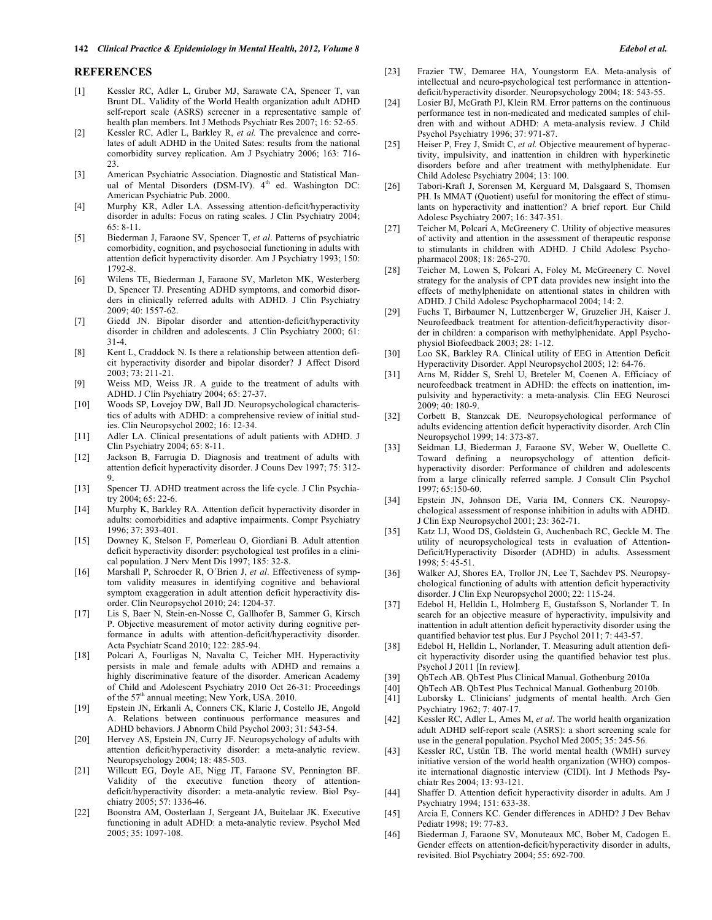## REFERENCES

[1] Kessler RC, Adler L, Gruber MJ, Sarawate CA, Spencer T, van Brunt DL. Validity of the World Health organization adult ADHD self-report scale (ASRS) screener in a representative sample of health plan members. Int J Methods Psychiatr Res 2007; 16: 52-65.

[2] Kessler RC, Adler L, Barkley R, *et al.* The prevalence and correlates of adult ADHD in the United Sates: results from the national comorbidity survey replication. Am J Psychiatry 2006; 163: 716-23.

[3] American Psychiatric Association. Diagnostic and Statistical Manual of Mental Disorders (DSM-IV). 4th ed. Washington DC: American Psychiatric Pub. 2000.

[4] Murphy KR, Adler LA. Assessing attention-deficit/hyperactivity disorder in adults: Focus on rating scales. J Clin Psychiatry 2004; 65: 8-11.

[5] Biederman J, Faraone SV, Spencer T, *et al*. Patterns of psychiatric comorbidity, cognition, and psychosocial functioning in adults with attention deficit hyperactivity disorder. Am J Psychiatry 1993; 150: 1792-8.

[6] Wilens TE, Biederman J, Faraone SV, Marleton MK, Westerberg D, Spencer TJ. Presenting ADHD symptoms, and comorbid disorders in clinically referred adults with ADHD. J Clin Psychiatry 2009; 40: 1557-62.

[7] Giedd JN. Bipolar disorder and attention-deficit/hyperactivity disorder in children and adolescents. J Clin Psychiatry 2000; 61: 31-4.

[8] Kent L, Craddock N. Is there a relationship between attention deficit hyperactivity disorder and bipolar disorder? J Affect Disord 2003; 73: 211-21.

[9] Weiss MD, Weiss JR. A guide to the treatment of adults with ADHD. J Clin Psychiatry 2004; 65: 27-37.

[10] Woods SP, Lovejoy DW, Ball JD. Neuropsychological characteristics of adults with ADHD: a comprehensive review of initial studies. Clin Neuropsychol 2002; 16: 12-34.

[11] Adler LA. Clinical presentations of adult patients with ADHD. J Clin Psychiatry 2004; 65: 8-11.

[12] Jackson B, Farrugia D. Diagnosis and treatment of adults with attention deficit hyperactivity disorder. J Couns Dev 1997; 75: 312-9.

[13] Spencer TJ. ADHD treatment across the life cycle. J Clin Psychiatry 2004; 65: 22-6.

[14] Murphy K, Barkley RA. Attention deficit hyperactivity disorder in adults: comorbidities and adaptive impairments. Compr Psychiatry 1996; 37: 393-401.

[15] Downey K, Stelson F, Pomerleau O, Giordiani B. Adult attention deficit hyperactivity disorder: psychological test profiles in a clinical population. J Nerv Ment Dis 1997; 185: 32-8.

[16] Marshall P, Schroeder R, O´Brien J, *et al*. Effectiveness of symptom validity measures in identifying cognitive and behavioral symptom exaggeration in adult attention deficit hyperactivity disorder. Clin Neuropsychol 2010; 24: 1204-37.

[17] Lis S, Baer N, Stein-en-Nosse C, Gallhofer B, Sammer G, Kirsch P. Objective measurement of motor activity during cognitive performance in adults with attention-deficit/hyperactivity disorder. Acta Psychiatr Scand 2010; 122: 285-94.

[18] Polcari A, Fourligas N, Navalta C, Teicher MH. Hyperactivity persists in male and female adults with ADHD and remains a highly discriminative feature of the disorder. American Academy of Child and Adolescent Psychiatry 2010 Oct 26-31: Proceedings of the 57th annual meeting; New York, USA. 2010.

[19] Epstein JN, Erkanli A, Conners CK, Klaric J, Costello JE, Angold A. Relations between continuous performance measures and ADHD behaviors. J Abnorm Child Psychol 2003; 31: 543-54.

[20] Hervey AS, Epstein JN, Curry JF. Neuropsychology of adults with attention deficit/hyperactivity disorder: a meta-analytic review. Neuropsychology 2004; 18: 485-503.

[21] Willcutt EG, Doyle AE, Nigg JT, Faraone SV, Pennington BF. Validity of the executive function theory of attention-deficit/hyperactivity disorder: a meta-analytic review. Biol Psychiatry 2005; 57: 1336-46.

[22] Boonstra AM, Oosterlaan J, Sergeant JA, Buitelaar JK. Executive functioning in adult ADHD: a meta-analytic review. Psychol Med 2005; 35: 1097-108.

[23] Frazier TW, Demaree HA, Youngstorm EA. Meta-analysis of intellectual and neuro-psychological test performance in attention-deficit/hyperactivity disorder. Neuropsychology 2004; 18: 543-55.

[24] Losier BJ, McGrath PJ, Klein RM. Error patterns on the continuous performance test in non-medicated and medicated samples of children with and without ADHD: A meta-analysis review. J Child Psychol Psychiatry 1996; 37: 971-87.

[25] Heiser P, Frey J, Smidt C, *et al.* Objective meaurement of hyperactivity, impulsivity, and inattention in children with hyperkinetic disorders before and after treatment with methylphenidate. Eur Child Adolesc Psychiatry 2004; 13: 100.

[26] Tabori-Kraft J, Sorensen M, Kerguard M, Dalsgaard S, Thomsen PH. Is MMAT (Quotient) useful for monitoring the effect of stimulants on hyperactivity and inattention? A brief report. Eur Child Adolesc Psychiatry 2007; 16: 347-351.

[27] Teicher M, Polcari A, McGreenery C. Utility of objective measures of activity and attention in the assessment of therapeutic response to stimulants in children with ADHD. J Child Adolesc Psychopharmacol 2008; 18: 265-270.

[28] Teicher M, Lowen S, Polcari A, Foley M, McGreenery C. Novel strategy for the analysis of CPT data provides new insight into the effects of methylphenidate on attentional states in children with ADHD. J Child Adolesc Psychopharmacol 2004; 14: 2.

[29] Fuchs T, Birbaumer N, Luttzenberger W, Gruzelier JH, Kaiser J. Neurofeedback treatment for attention-deficit/hyperactivity disorder in children: a comparison with methylphenidate. Appl Psychophysiol Biofeedback 2003; 28: 1-12.

[30] Loo SK, Barkley RA. Clinical utility of EEG in Attention Deficit Hyperactivity Disorder. Appl Neuropsychol 2005; 12: 64-76.

[31] Arns M, Ridder S, Strehl U, Breteler M, Coenen A. Efficiacy of neurofeedback treatment in ADHD: the effects on inattention, impulsivity and hyperactivity: a meta-analysis. Clin EEG Neurosci 2009; 40: 180-9.

[32] Corbett B, Stanzcak DE. Neuropsychological performance of adults evidencing attention deficit hyperactivity disorder. Arch Clin Neuropsychol 1999; 14: 373-87.

[33] Seidman LJ, Biederman J, Faraone SV, Weber W, Ouellette C. Toward defining a neuropsychology of attention deficit-hyperactivity disorder: Performance of children and adolescents from a large clinically referred sample. J Consult Clin Psychol 1997; 65:150-60.

[34] Epstein JN, Johnson DE, Varia IM, Conners CK. Neuropsychological assessment of response inhibition in adults with ADHD. J Clin Exp Neuropsychol 2001; 23: 362-71.

[35] Katz LJ, Wood DS, Goldstein G, Auchenbach RC, Geckle M. The utility of neuropsychological tests in evaluation of Attention-Deficit/Hyperactivity Disorder (ADHD) in adults. Assessment 1998; 5: 45-51.

[36] Walker AJ, Shores EA, Trollor JN, Lee T, Sachdev PS. Neuropsychological functioning of adults with attention deficit hyperactivity disorder. J Clin Exp Neuropsychol 2000; 22: 115-24.

[37] Edebol H, Helldin L, Holmberg E, Gustafsson S, Norlander T. In search for an objective measure of hyperactivity, impulsivity and inattention in adult attention deficit hyperactivity disorder using the quantified behavior test plus. Eur J Psychol 2011; 7: 443-57.

[38] Edebol H, Helldin L, Norlander, T. Measuring adult attention deficit hyperactivity disorder using the quantified behavior test plus. Psychol J 2011 [In review].

[39] QbTech AB. QbTest Plus Clinical Manual. Gothenburg 2010a

[40] QbTech AB. QbTest Plus Technical Manual. Gothenburg 2010b.

[41] Luborsky L. Clinicians' judgments of mental health. Arch Gen Psychiatry 1962; 7: 407-17.

[42] Kessler RC, Adler L, Ames M, *et al*. The world health organization adult ADHD self-report scale (ASRS): a short screening scale for use in the general population. Psychol Med 2005; 35: 245-56.

[43] Kessler RC, Ustün TB. The world mental health (WMH) survey initiative version of the world health organization (WHO) composite international diagnostic interview (CIDI). Int J Methods Psychiatr Res 2004; 13: 93-121.

[44] Shaffer D. Attention deficit hyperactivity disorder in adults. Am J Psychiatry 1994; 151: 633-38.

[45] Arcia E, Conners KC. Gender differences in ADHD? J Dev Behav Pediatr 1998; 19: 77-83.

[46] Biederman J, Faraone SV, Monuteaux MC, Bober M, Cadogen E. Gender effects on attention-deficit/hyperactivity disorder in adults, revisited. Biol Psychiatry 2004; 55: 692-700.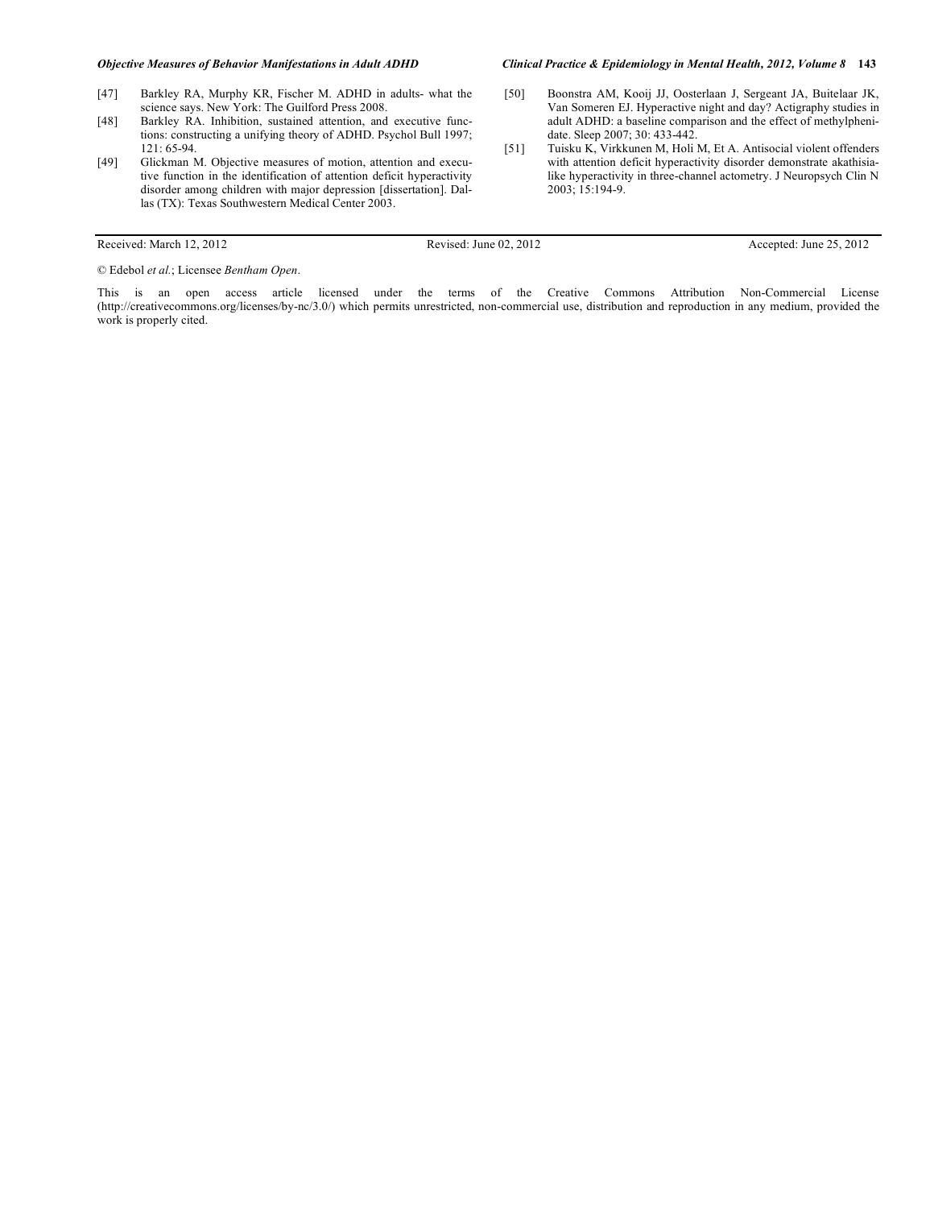[47] Barkley RA, Murphy KR, Fischer M. ADHD in adults- what the science says. New York: The Guilford Press 2008.

[48] Barkley RA. Inhibition, sustained attention, and executive functions: constructing a unifying theory of ADHD. Psychol Bull 1997; 121: 65-94.

[49] Glickman M. Objective measures of motion, attention and executive function in the identification of attention deficit hyperactivity disorder among children with major depression [dissertation]. Dallas (TX): Texas Southwestern Medical Center 2003.

[50] Boonstra AM, Kooij JJ, Oosterlaan J, Sergeant JA, Buitelaar JK, Van Someren EJ. Hyperactive night and day? Actigraphy studies in adult ADHD: a baseline comparison and the effect of methylphenidate. Sleep 2007; 30: 433-442.

[51] Tuisku K, Virkkunen M, Holi M, Et A. Antisocial violent offenders with attention deficit hyperactivity disorder demonstrate akathisia-like hyperactivity in three-channel actometry. J Neuropsych Clin N 2003; 15:194-9.

---

Received: March 12, 2012 Revised: June 02, 2012 Accepted: June 25, 2012

© Edebol *et al.*; Licensee *Bentham Open*.

This is an open access article licensed under the terms of the Creative Commons Attribution Non-Commercial License (http://creativecommons.org/licenses/by-nc/3.0/) which permits unrestricted, non-commercial use, distribution and reproduction in any medium, provided the work is properly cited.